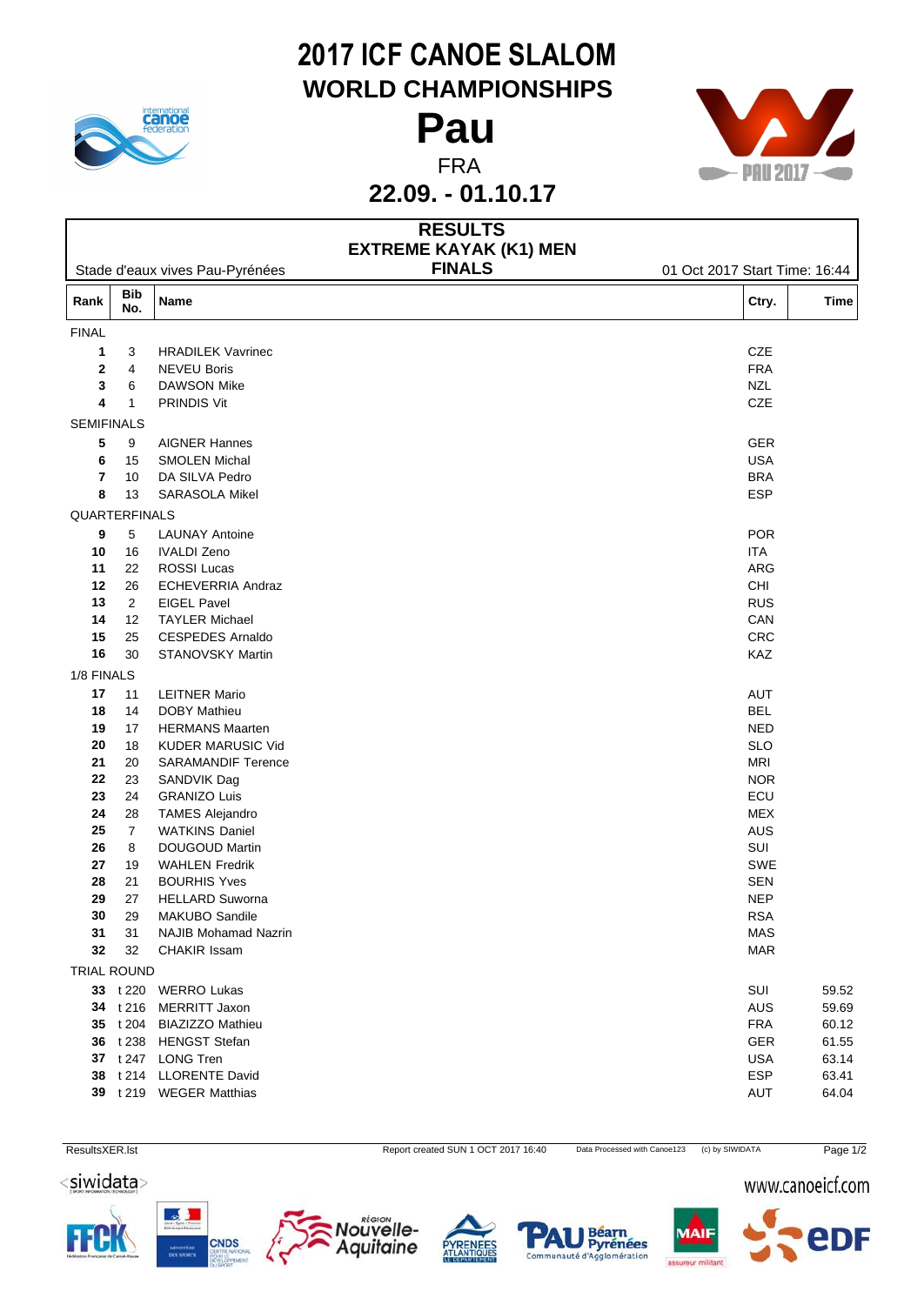# 2017 ICF CANOE SLALOM

## WORLD CHAMPIONSHIPS

# Pau

FRA

**22.09. - 01.10.17**

## RESULTS

### EXTREME KAYAK (K1) MEN

### FINALS

Stade d'eaux vives Pau-Pyrénées

01 Oct 2017 Start Time: 16:44

| Rank | Bib No. | Name | Ctry. | Time |
|---|---|---|---|---|
| FINAL | | | | |
| **1** | 3 | HRADILEK Vavrinec | CZE | |
| **2** | 4 | NEVEU Boris | FRA | |
| **3** | 6 | DAWSON Mike | NZL | |
| **4** | 1 | PRINDIS Vit | CZE | |
| SEMIFINALS | | | | |
| **5** | 9 | AIGNER Hannes | GER | |
| **6** | 15 | SMOLEN Michal | USA | |
| **7** | 10 | DA SILVA Pedro | BRA | |
| **8** | 13 | SARASOLA Mikel | ESP | |
| QUARTERFINALS | | | | |
| **9** | 5 | LAUNAY Antoine | POR | |
| **10** | 16 | IVALDI Zeno | ITA | |
| **11** | 22 | ROSSI Lucas | ARG | |
| **12** | 26 | ECHEVERRIA Andraz | CHI | |
| **13** | 2 | EIGEL Pavel | RUS | |
| **14** | 12 | TAYLER Michael | CAN | |
| **15** | 25 | CESPEDES Arnaldo | CRC | |
| **16** | 30 | STANOVSKY Martin | KAZ | |
| 1/8 FINALS | | | | |
| **17** | 11 | LEITNER Mario | AUT | |
| **18** | 14 | DOBY Mathieu | BEL | |
| **19** | 17 | HERMANS Maarten | NED | |
| **20** | 18 | KUDER MARUSIC Vid | SLO | |
| **21** | 20 | SARAMANDIF Terence | MRI | |
| **22** | 23 | SANDVIK Dag | NOR | |
| **23** | 24 | GRANIZO Luis | ECU | |
| **24** | 28 | TAMES Alejandro | MEX | |
| **25** | 7 | WATKINS Daniel | AUS | |
| **26** | 8 | DOUGOUD Martin | SUI | |
| **27** | 19 | WAHLEN Fredrik | SWE | |
| **28** | 21 | BOURHIS Yves | SEN | |
| **29** | 27 | HELLARD Suworna | NEP | |
| **30** | 29 | MAKUBO Sandile | RSA | |
| **31** | 31 | NAJIB Mohamad Nazrin | MAS | |
| **32** | 32 | CHAKIR Issam | MAR | |
| TRIAL ROUND | | | | |
| **33** | t 220 | WERRO Lukas | SUI | 59.52 |
| **34** | t 216 | MERRITT Jaxon | AUS | 59.69 |
| **35** | t 204 | BIAZIZZO Mathieu | FRA | 60.12 |
| **36** | t 238 | HENGST Stefan | GER | 61.55 |
| **37** | t 247 | LONG Tren | USA | 63.14 |
| **38** | t 214 | LLORENTE David | ESP | 63.41 |
| **39** | t 219 | WEGER Matthias | AUT | 64.04 |

ResultsXER.lst — Report created SUN 1 OCT 2017 16:40 — Data Processed with Canoe123 — (c) by SIWIDATA

www.canoeicf.com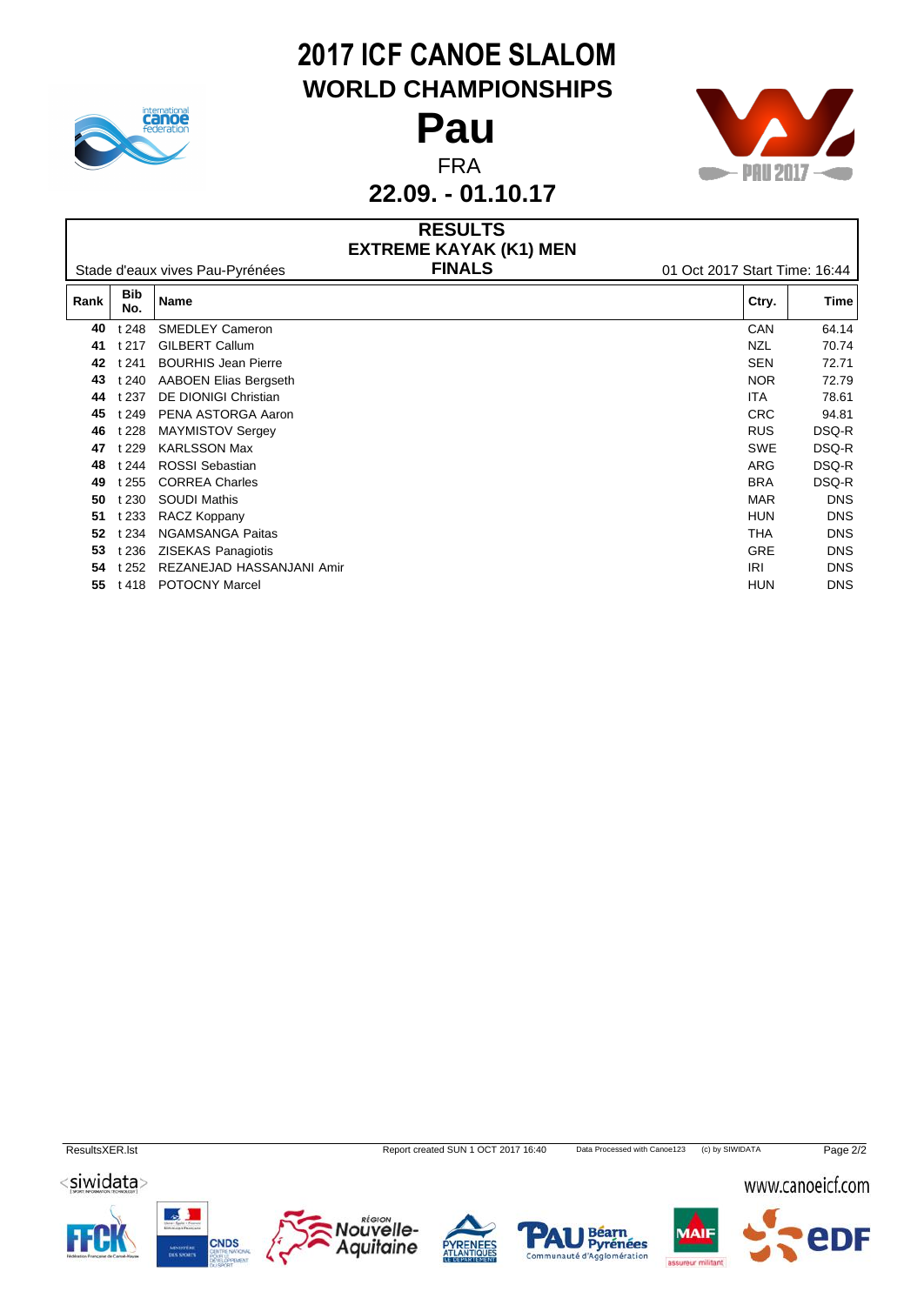# 2017 ICF CANOE SLALOM

## WORLD CHAMPIONSHIPS

# Pau

FRA

**22.09. - 01.10.17**

### RESULTS
### EXTREME KAYAK (K1) MEN
### FINALS

Stade d'eaux vives Pau-Pyrénées — 01 Oct 2017 Start Time: 16:44

| Rank | Bib No. | Name | Ctry. | Time |
|---|---|---|---|---|
| 40 | t 248 | SMEDLEY Cameron | CAN | 64.14 |
| 41 | t 217 | GILBERT Callum | NZL | 70.74 |
| 42 | t 241 | BOURHIS Jean Pierre | SEN | 72.71 |
| 43 | t 240 | AABOEN Elias Bergseth | NOR | 72.79 |
| 44 | t 237 | DE DIONIGI Christian | ITA | 78.61 |
| 45 | t 249 | PENA ASTORGA Aaron | CRC | 94.81 |
| 46 | t 228 | MAYMISTOV Sergey | RUS | DSQ-R |
| 47 | t 229 | KARLSSON Max | SWE | DSQ-R |
| 48 | t 244 | ROSSI Sebastian | ARG | DSQ-R |
| 49 | t 255 | CORREA Charles | BRA | DSQ-R |
| 50 | t 230 | SOUDI Mathis | MAR | DNS |
| 51 | t 233 | RACZ Koppany | HUN | DNS |
| 52 | t 234 | NGAMSANGA Paitas | THA | DNS |
| 53 | t 236 | ZISEKAS Panagiotis | GRE | DNS |
| 54 | t 252 | REZANEJAD HASSANJANI Amir | IRI | DNS |
| 55 | t 418 | POTOCNY Marcel | HUN | DNS |

ResultsXER.lst — Report created SUN 1 OCT 2017 16:40 — Data Processed with Canoe123 — (c) by SIWIDATA

www.canoeicf.com